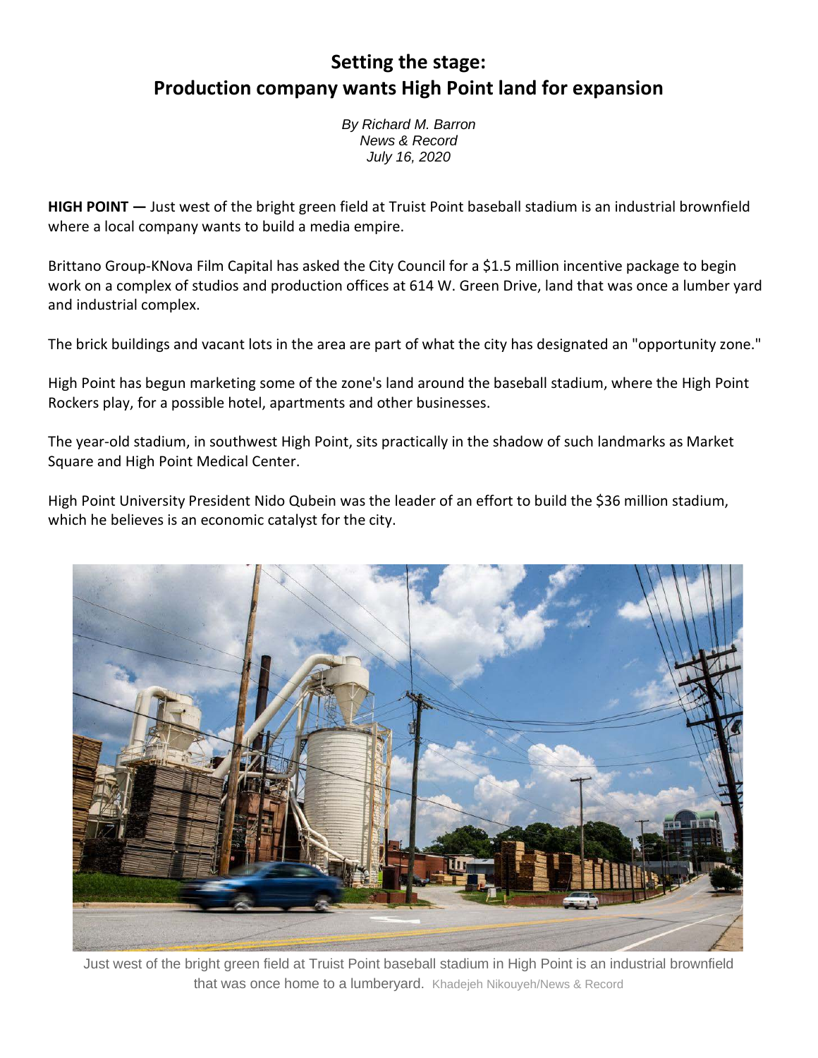# Setting the stage:
# Production company wants High Point land for expansion

*By Richard M. Barron*
*News & Record*
*July 16, 2020*

**HIGH POINT —** Just west of the bright green field at Truist Point baseball stadium is an industrial brownfield where a local company wants to build a media empire.

Brittano Group-KNova Film Capital has asked the City Council for a $1.5 million incentive package to begin work on a complex of studios and production offices at 614 W. Green Drive, land that was once a lumber yard and industrial complex.

The brick buildings and vacant lots in the area are part of what the city has designated an "opportunity zone."

High Point has begun marketing some of the zone's land around the baseball stadium, where the High Point Rockers play, for a possible hotel, apartments and other businesses.

The year-old stadium, in southwest High Point, sits practically in the shadow of such landmarks as Market Square and High Point Medical Center.

High Point University President Nido Qubein was the leader of an effort to build the $36 million stadium, which he believes is an economic catalyst for the city.

Just west of the bright green field at Truist Point baseball stadium in High Point is an industrial brownfield that was once home to a lumberyard. Khadejeh Nikouyeh/News & Record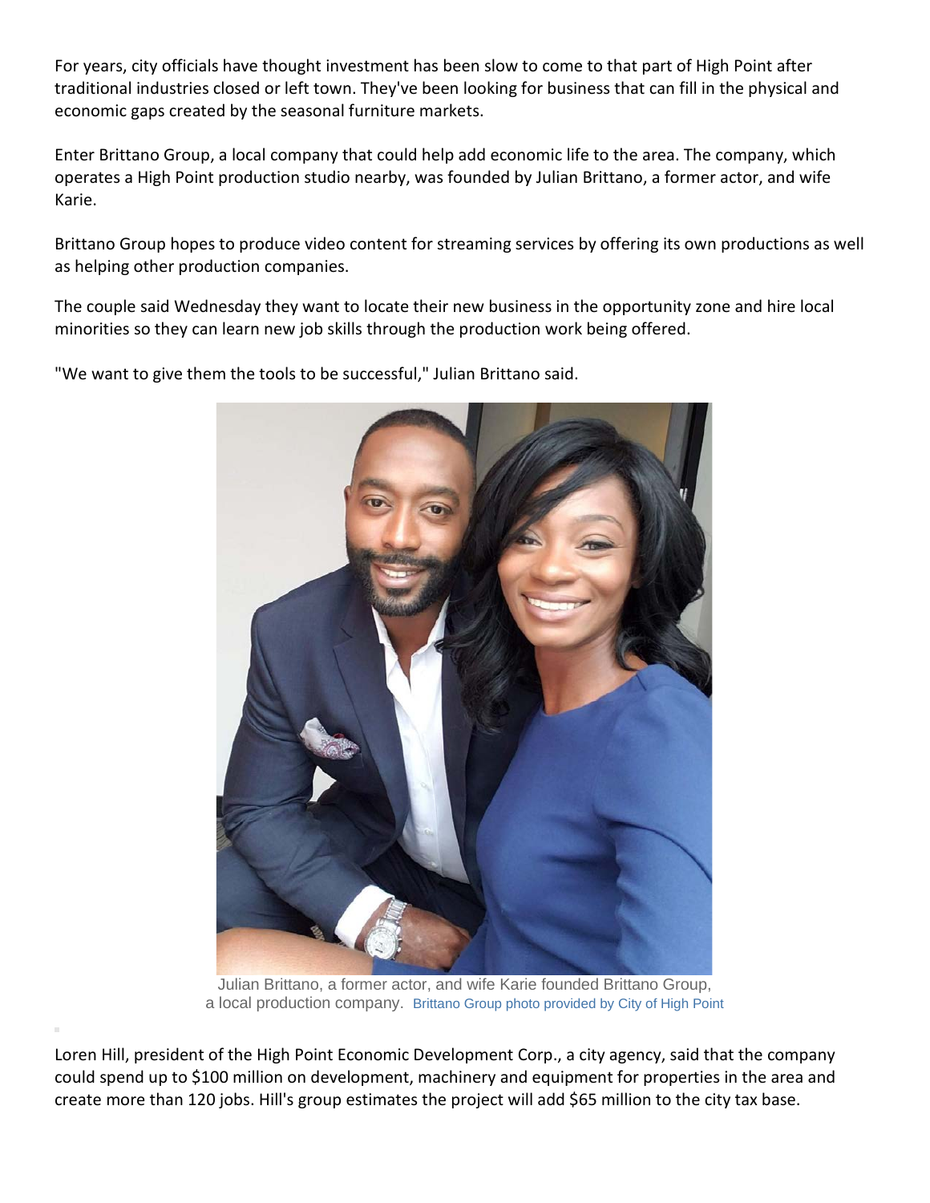For years, city officials have thought investment has been slow to come to that part of High Point after traditional industries closed or left town. They've been looking for business that can fill in the physical and economic gaps created by the seasonal furniture markets.

Enter Brittano Group, a local company that could help add economic life to the area. The company, which operates a High Point production studio nearby, was founded by Julian Brittano, a former actor, and wife Karie.

Brittano Group hopes to produce video content for streaming services by offering its own productions as well as helping other production companies.

The couple said Wednesday they want to locate their new business in the opportunity zone and hire local minorities so they can learn new job skills through the production work being offered.

"We want to give them the tools to be successful," Julian Brittano said.

Julian Brittano, a former actor, and wife Karie founded Brittano Group, a local production company. Brittano Group photo provided by City of High Point

Loren Hill, president of the High Point Economic Development Corp., a city agency, said that the company could spend up to $100 million on development, machinery and equipment for properties in the area and create more than 120 jobs. Hill's group estimates the project will add $65 million to the city tax base.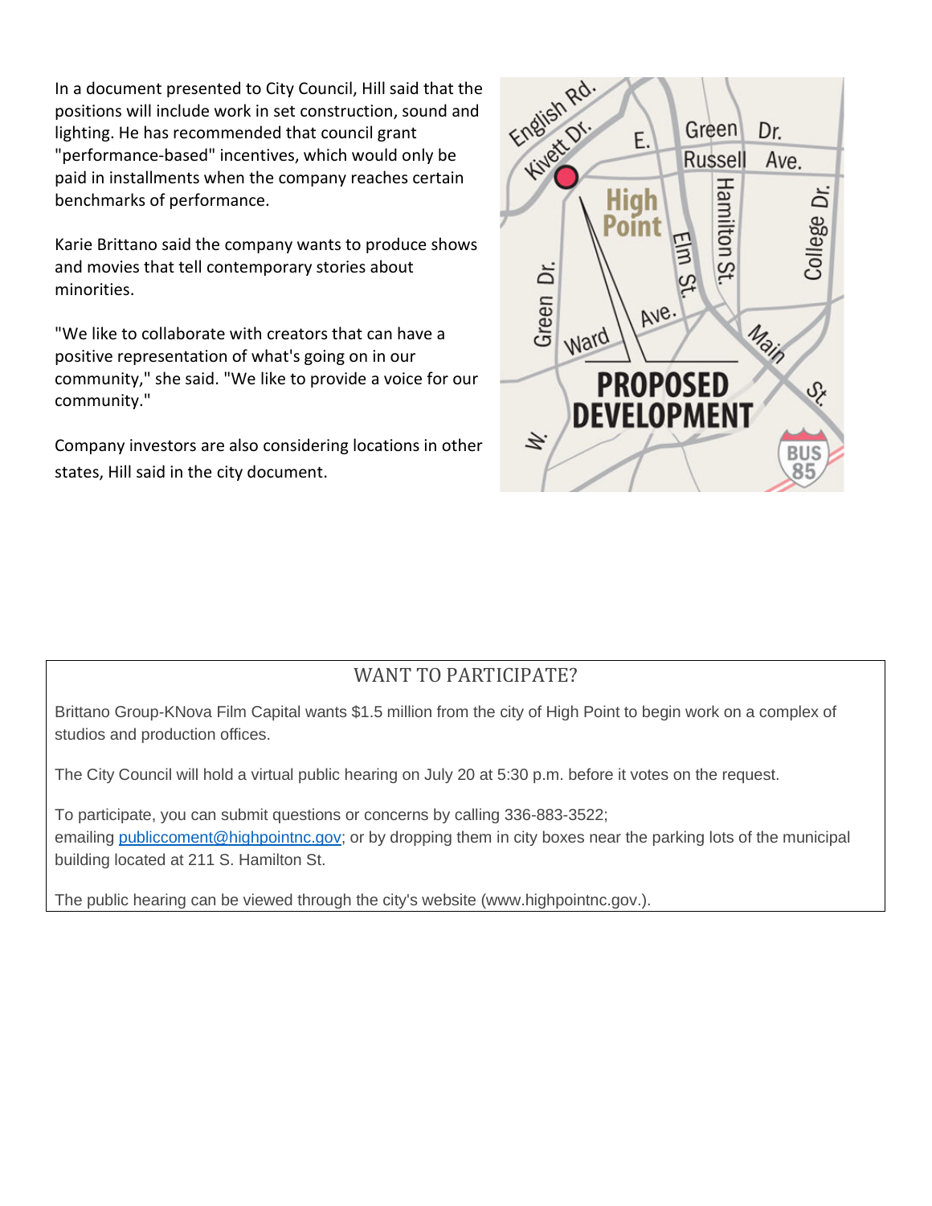In a document presented to City Council, Hill said that the positions will include work in set construction, sound and lighting. He has recommended that council grant "performance-based" incentives, which would only be paid in installments when the company reaches certain benchmarks of performance.

Karie Brittano said the company wants to produce shows and movies that tell contemporary stories about minorities.

"We like to collaborate with creators that can have a positive representation of what's going on in our community," she said. "We like to provide a voice for our community."

Company investors are also considering locations in other states, Hill said in the city document.

English Rd.
Kivett Dr.
E.
Green Dr.
Russell Ave.
High Point
Hamilton St.
College Dr.
Elm St.
Green Dr.
Ward Ave.
Main St.
PROPOSED DEVELOPMENT
W.
BUS 85

## WANT TO PARTICIPATE?

Brittano Group-KNova Film Capital wants $1.5 million from the city of High Point to begin work on a complex of studios and production offices.

The City Council will hold a virtual public hearing on July 20 at 5:30 p.m. before it votes on the request.

To participate, you can submit questions or concerns by calling 336-883-3522; emailing publiccoment@highpointnc.gov; or by dropping them in city boxes near the parking lots of the municipal building located at 211 S. Hamilton St.

The public hearing can be viewed through the city's website (www.highpointnc.gov.).